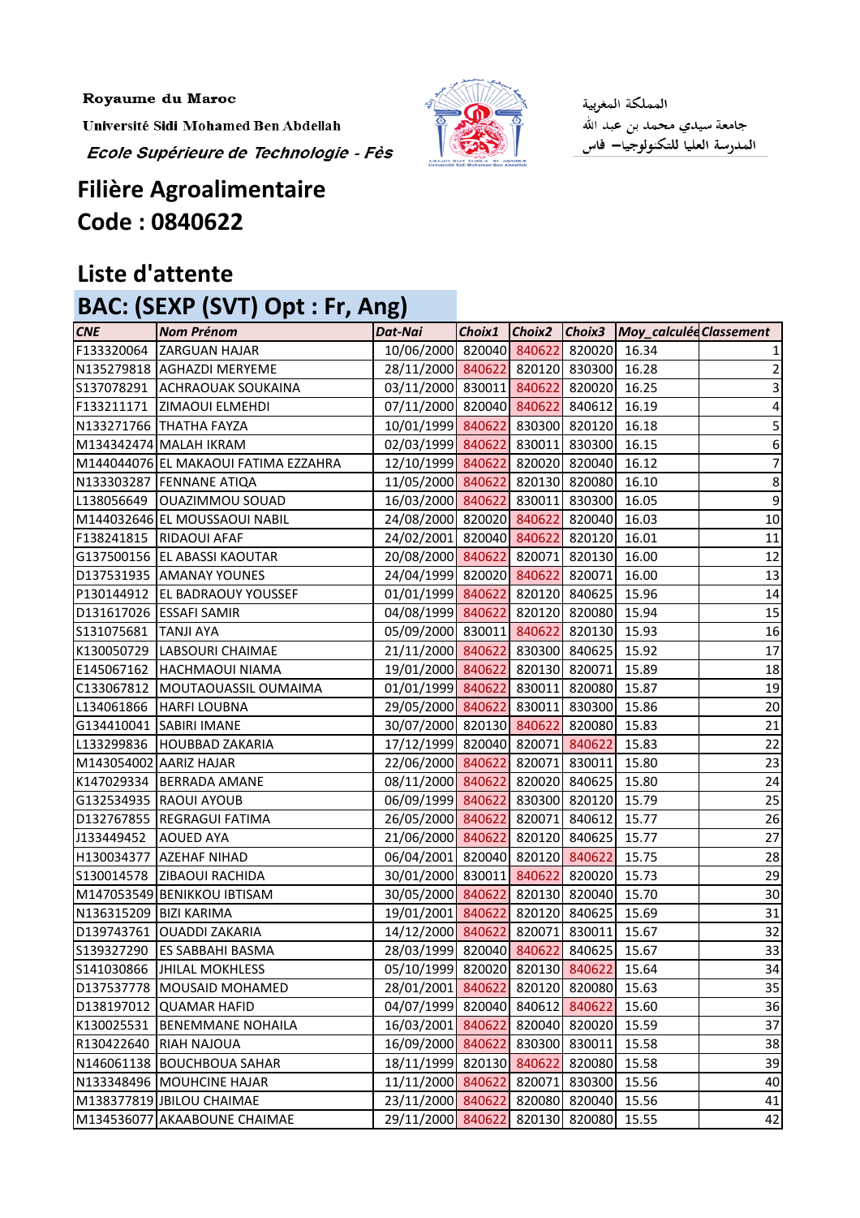Royaume du Maroc

Université Sidi Mohamed Ben Abdellah

*Ecole Supérieure de Technologie - Fès*

المملكة المغربية

جامعة سيدي محمد بن عبد الله

المدرسة العليا للتكنولوجيا– فاس

# Filière Agroalimentaire
# Code : 0840622

## Liste d'attente

### BAC: (SEXP (SVT) Opt : Fr, Ang)

| CNE | Nom Prénom | Dat-Nai | Choix1 | Choix2 | Choix3 | Moy_calculée | Classement |
|---|---|---|---|---|---|---|---|
| F133320064 | ZARGUAN HAJAR | 10/06/2000 | 820040 | 840622 | 820020 | 16.34 | 1 |
| N135279818 | AGHAZDI MERYEME | 28/11/2000 | 840622 | 820120 | 830300 | 16.28 | 2 |
| S137078291 | ACHRAOUAK SOUKAINA | 03/11/2000 | 830011 | 840622 | 820020 | 16.25 | 3 |
| F133211171 | ZIMAOUI ELMEHDI | 07/11/2000 | 820040 | 840622 | 840612 | 16.19 | 4 |
| N133271766 | THATHA FAYZA | 10/01/1999 | 840622 | 830300 | 820120 | 16.18 | 5 |
| M134342474 | MALAH IKRAM | 02/03/1999 | 840622 | 830011 | 830300 | 16.15 | 6 |
| M144044076 | EL MAKAOUI FATIMA EZZAHRA | 12/10/1999 | 840622 | 820020 | 820040 | 16.12 | 7 |
| N133303287 | FENNANE ATIQA | 11/05/2000 | 840622 | 820130 | 820080 | 16.10 | 8 |
| L138056649 | OUAZIMMOU SOUAD | 16/03/2000 | 840622 | 830011 | 830300 | 16.05 | 9 |
| M144032646 | EL MOUSSAOUI NABIL | 24/08/2000 | 820020 | 840622 | 820040 | 16.03 | 10 |
| F138241815 | RIDAOUI AFAF | 24/02/2001 | 820040 | 840622 | 820120 | 16.01 | 11 |
| G137500156 | EL ABASSI KAOUTAR | 20/08/2000 | 840622 | 820071 | 820130 | 16.00 | 12 |
| D137531935 | AMANAY YOUNES | 24/04/1999 | 820020 | 840622 | 820071 | 16.00 | 13 |
| P130144912 | EL BADRAOUY YOUSSEF | 01/01/1999 | 840622 | 820120 | 840625 | 15.96 | 14 |
| D131617026 | ESSAFI SAMIR | 04/08/1999 | 840622 | 820120 | 820080 | 15.94 | 15 |
| S131075681 | TANJI AYA | 05/09/2000 | 830011 | 840622 | 820130 | 15.93 | 16 |
| K130050729 | LABSOURI CHAIMAE | 21/11/2000 | 840622 | 830300 | 840625 | 15.92 | 17 |
| E145067162 | HACHMAOUI NIAMA | 19/01/2000 | 840622 | 820130 | 820071 | 15.89 | 18 |
| C133067812 | MOUTAOUASSIL OUMAIMA | 01/01/1999 | 840622 | 830011 | 820080 | 15.87 | 19 |
| L134061866 | HARFI LOUBNA | 29/05/2000 | 840622 | 830011 | 830300 | 15.86 | 20 |
| G134410041 | SABIRI IMANE | 30/07/2000 | 820130 | 840622 | 820080 | 15.83 | 21 |
| L133299836 | HOUBBAD ZAKARIA | 17/12/1999 | 820040 | 820071 | 840622 | 15.83 | 22 |
| M143054002 | AARIZ HAJAR | 22/06/2000 | 840622 | 820071 | 830011 | 15.80 | 23 |
| K147029334 | BERRADA AMANE | 08/11/2000 | 840622 | 820020 | 840625 | 15.80 | 24 |
| G132534935 | RAOUI AYOUB | 06/09/1999 | 840622 | 830300 | 820120 | 15.79 | 25 |
| D132767855 | REGRAGUI FATIMA | 26/05/2000 | 840622 | 820071 | 840612 | 15.77 | 26 |
| J133449452 | AOUED AYA | 21/06/2000 | 840622 | 820120 | 840625 | 15.77 | 27 |
| H130034377 | AZEHAF NIHAD | 06/04/2001 | 820040 | 820120 | 840622 | 15.75 | 28 |
| S130014578 | ZIBAOUI RACHIDA | 30/01/2000 | 830011 | 840622 | 820020 | 15.73 | 29 |
| M147053549 | BENIKKOU IBTISAM | 30/05/2000 | 840622 | 820130 | 820040 | 15.70 | 30 |
| N136315209 | BIZI KARIMA | 19/01/2001 | 840622 | 820120 | 840625 | 15.69 | 31 |
| D139743761 | OUADDI ZAKARIA | 14/12/2000 | 840622 | 820071 | 830011 | 15.67 | 32 |
| S139327290 | ES SABBAHI BASMA | 28/03/1999 | 820040 | 840622 | 840625 | 15.67 | 33 |
| S141030866 | JHILAL MOKHLESS | 05/10/1999 | 820020 | 820130 | 840622 | 15.64 | 34 |
| D137537778 | MOUSAID MOHAMED | 28/01/2001 | 840622 | 820120 | 820080 | 15.63 | 35 |
| D138197012 | QUAMAR HAFID | 04/07/1999 | 820040 | 840612 | 840622 | 15.60 | 36 |
| K130025531 | BENEMMANE NOHAILA | 16/03/2001 | 840622 | 820040 | 820020 | 15.59 | 37 |
| R130422640 | RIAH NAJOUA | 16/09/2000 | 840622 | 830300 | 830011 | 15.58 | 38 |
| N146061138 | BOUCHBOUA SAHAR | 18/11/1999 | 820130 | 840622 | 820080 | 15.58 | 39 |
| N133348496 | MOUHCINE HAJAR | 11/11/2000 | 840622 | 820071 | 830300 | 15.56 | 40 |
| M138377819 | JBILOU CHAIMAE | 23/11/2000 | 840622 | 820080 | 820040 | 15.56 | 41 |
| M134536077 | AKAABOUNE CHAIMAE | 29/11/2000 | 840622 | 820130 | 820080 | 15.55 | 42 |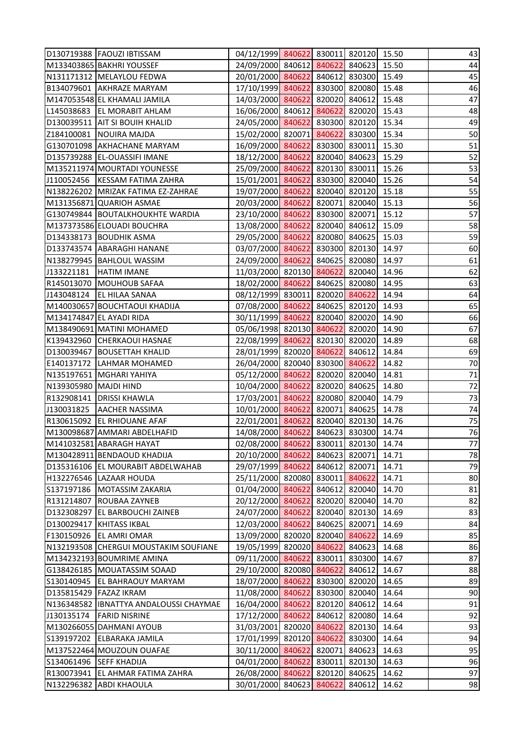| | | | | | | | |
|---|---|---|---|---|---|---|---|
| D130719388 | FAOUZI IBTISSAM | 04/12/1999 | 840622 | 830011 | 820120 | 15.50 | 43 |
| M133403865 | BAKHRI YOUSSEF | 24/09/2000 | 840612 | 840622 | 840623 | 15.50 | 44 |
| N131171312 | MELAYLOU FEDWA | 20/01/2000 | 840622 | 840612 | 830300 | 15.49 | 45 |
| B134079601 | AKHRAZE MARYAM | 17/10/1999 | 840622 | 830300 | 820080 | 15.48 | 46 |
| M147053548 | EL KHAMALI JAMILA | 14/03/2000 | 840622 | 820020 | 840612 | 15.48 | 47 |
| L145038683 | EL MORABIT AHLAM | 16/06/2000 | 840612 | 840622 | 820020 | 15.43 | 48 |
| D130039511 | AIT SI BOUIH KHALID | 24/05/2000 | 840622 | 830300 | 820120 | 15.34 | 49 |
| Z184100081 | NOUIRA MAJDA | 15/02/2000 | 820071 | 840622 | 830300 | 15.34 | 50 |
| G130701098 | AKHACHANE MARYAM | 16/09/2000 | 840622 | 830300 | 830011 | 15.30 | 51 |
| D135739288 | EL-OUASSIFI IMANE | 18/12/2000 | 840622 | 820040 | 840623 | 15.29 | 52 |
| M135211974 | MOURTADI YOUNESSE | 25/09/2000 | 840622 | 820130 | 830011 | 15.26 | 53 |
| J110052456 | KESSAM FATIMA ZAHRA | 15/01/2001 | 840622 | 830300 | 820040 | 15.26 | 54 |
| N138226202 | MRIZAK FATIMA EZ-ZAHRAE | 19/07/2000 | 840622 | 820040 | 820120 | 15.18 | 55 |
| M131356871 | QUARIOH ASMAE | 20/03/2000 | 840622 | 820071 | 820040 | 15.13 | 56 |
| G130749844 | BOUTALKHOUKHTE WARDIA | 23/10/2000 | 840622 | 830300 | 820071 | 15.12 | 57 |
| M137373586 | ELOUADI BOUCHRA | 13/08/2000 | 840622 | 820040 | 840612 | 15.09 | 58 |
| D134338173 | BOUDHIK ASMA | 29/05/2000 | 840622 | 820080 | 840625 | 15.03 | 59 |
| D133743574 | ABARAGHI HANANE | 03/07/2000 | 840622 | 830300 | 820130 | 14.97 | 60 |
| N138279945 | BAHLOUL WASSIM | 24/09/2000 | 840622 | 840625 | 820080 | 14.97 | 61 |
| J133221181 | HATIM IMANE | 11/03/2000 | 820130 | 840622 | 820040 | 14.96 | 62 |
| R145013070 | MOUHOUB SAFAA | 18/02/2000 | 840622 | 840625 | 820080 | 14.95 | 63 |
| J143048124 | EL HILAA SANAA | 08/12/1999 | 830011 | 820020 | 840622 | 14.94 | 64 |
| M140030657 | BOUCHTAOUI KHADIJA | 07/08/2000 | 840622 | 840625 | 820120 | 14.93 | 65 |
| M134174847 | EL AYADI RIDA | 30/11/1999 | 840622 | 820040 | 820020 | 14.90 | 66 |
| M138490691 | MATINI MOHAMED | 05/06/1998 | 820130 | 840622 | 820020 | 14.90 | 67 |
| K139432960 | CHERKAOUI HASNAE | 22/08/1999 | 840622 | 820130 | 820020 | 14.89 | 68 |
| D130039467 | BOUSETTAH KHALID | 28/01/1999 | 820020 | 840622 | 840612 | 14.84 | 69 |
| E140137172 | LAHMAR MOHAMED | 26/04/2000 | 820040 | 830300 | 840622 | 14.82 | 70 |
| N135197651 | MGHARI YAHIYA | 05/12/2000 | 840622 | 820020 | 820040 | 14.81 | 71 |
| N139305980 | MAJDI HIND | 10/04/2000 | 840622 | 820020 | 840625 | 14.80 | 72 |
| R132908141 | DRISSI KHAWLA | 17/03/2001 | 840622 | 820080 | 820040 | 14.79 | 73 |
| J130031825 | AACHER NASSIMA | 10/01/2000 | 840622 | 820071 | 840625 | 14.78 | 74 |
| R130615092 | EL RHIOUANE AFAF | 22/01/2001 | 840622 | 820040 | 820130 | 14.76 | 75 |
| M130098687 | AMMARI ABDELHAFID | 14/08/2000 | 840622 | 840623 | 830300 | 14.74 | 76 |
| M141032581 | ABARAGH HAYAT | 02/08/2000 | 840622 | 830011 | 820130 | 14.74 | 77 |
| M130428911 | BENDAOUD KHADIJA | 20/10/2000 | 840622 | 840623 | 820071 | 14.71 | 78 |
| D135316106 | EL MOURABIT ABDELWAHAB | 29/07/1999 | 840622 | 840612 | 820071 | 14.71 | 79 |
| H132276546 | LAZAAR HOUDA | 25/11/2000 | 820080 | 830011 | 840622 | 14.71 | 80 |
| S137197186 | MOTASSIM ZAKARIA | 01/04/2000 | 840622 | 840612 | 820040 | 14.70 | 81 |
| R131214807 | ROUBAA ZAYNEB | 20/12/2000 | 840622 | 820020 | 820040 | 14.70 | 82 |
| D132308297 | EL BARBOUCHI ZAINEB | 24/07/2000 | 840622 | 820040 | 820130 | 14.69 | 83 |
| D130029417 | KHITASS IKBAL | 12/03/2000 | 840622 | 840625 | 820071 | 14.69 | 84 |
| F130150926 | EL AMRI OMAR | 13/09/2000 | 820020 | 820040 | 840622 | 14.69 | 85 |
| N132193508 | CHERGUI MOUSTAKIM SOUFIANE | 19/05/1999 | 820020 | 840622 | 840623 | 14.68 | 86 |
| M134232193 | BOUMRIME AMINA | 09/11/2000 | 840622 | 830011 | 830300 | 14.67 | 87 |
| G138426185 | MOUATASSIM SOAAD | 29/10/2000 | 820080 | 840622 | 840612 | 14.67 | 88 |
| S130140945 | EL BAHRAOUY MARYAM | 18/07/2000 | 840622 | 830300 | 820020 | 14.65 | 89 |
| D135815429 | FAZAZ IKRAM | 11/08/2000 | 840622 | 830300 | 820040 | 14.64 | 90 |
| N136348582 | IBNATTYA ANDALOUSSI CHAYMAE | 16/04/2000 | 840622 | 820120 | 840612 | 14.64 | 91 |
| J130135174 | FARID NISRINE | 17/12/2000 | 840622 | 840612 | 820080 | 14.64 | 92 |
| M130266055 | DAHMANI AYOUB | 31/03/2001 | 820020 | 840622 | 820130 | 14.64 | 93 |
| S139197202 | ELBARAKA JAMILA | 17/01/1999 | 820120 | 840622 | 830300 | 14.64 | 94 |
| M137522464 | MOUZOUN OUAFAE | 30/11/2000 | 840622 | 820071 | 840623 | 14.63 | 95 |
| S134061496 | SEFF KHADIJA | 04/01/2000 | 840622 | 830011 | 820130 | 14.63 | 96 |
| R130073941 | EL AHMAR FATIMA ZAHRA | 26/08/2000 | 840622 | 820120 | 840625 | 14.62 | 97 |
| N132296382 | ABDI KHAOULA | 30/01/2000 | 840623 | 840622 | 840612 | 14.62 | 98 |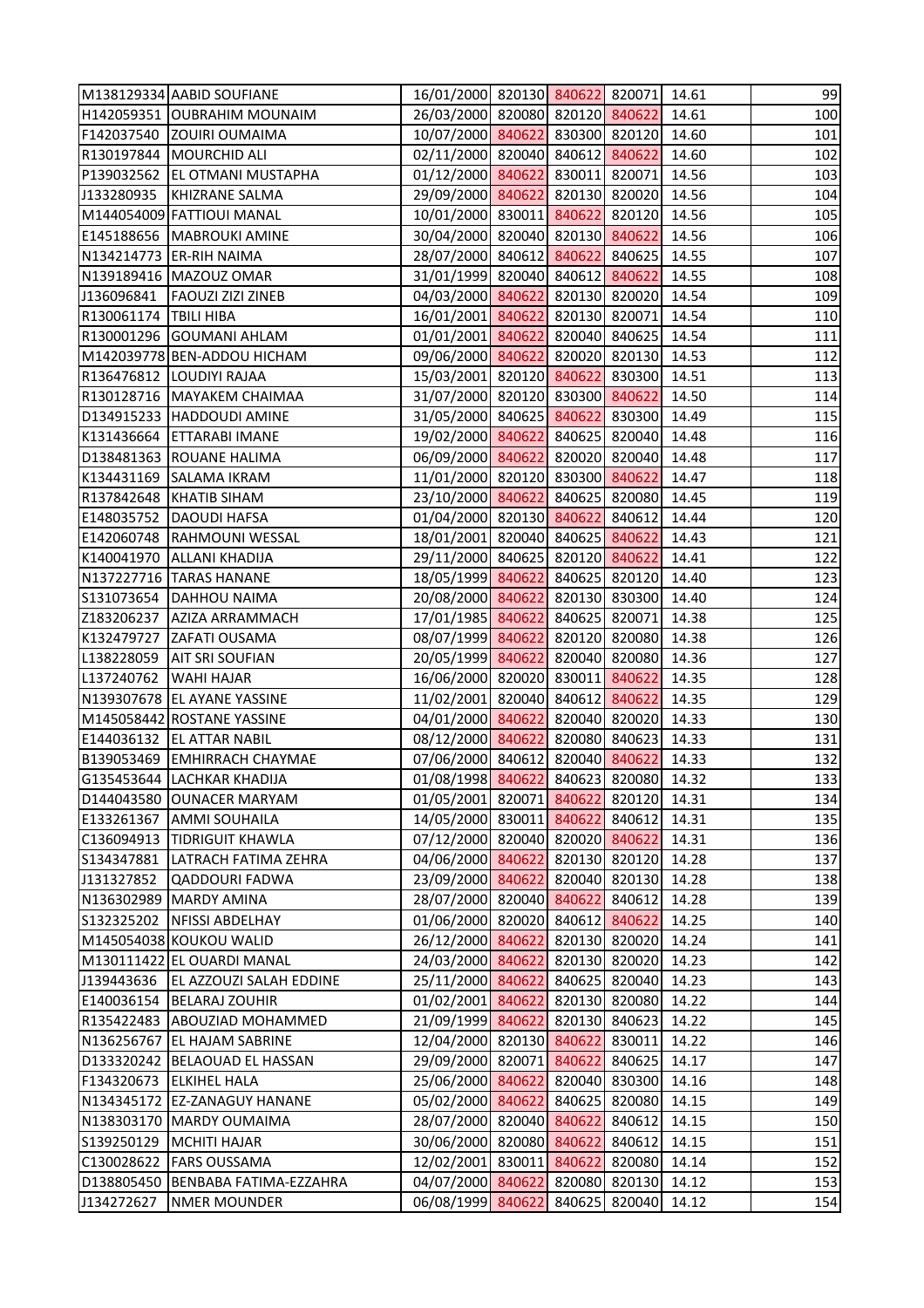| | | | | | | | |
|---|---|---|---|---|---|---|---|
| M138129334 | AABID SOUFIANE | 16/01/2000 | 820130 | 840622 | 820071 | 14.61 | 99 |
| H142059351 | OUBRAHIM MOUNAIM | 26/03/2000 | 820080 | 820120 | 840622 | 14.61 | 100 |
| F142037540 | ZOUIRI OUMAIMA | 10/07/2000 | 840622 | 830300 | 820120 | 14.60 | 101 |
| R130197844 | MOURCHID ALI | 02/11/2000 | 820040 | 840612 | 840622 | 14.60 | 102 |
| P139032562 | EL OTMANI MUSTAPHA | 01/12/2000 | 840622 | 830011 | 820071 | 14.56 | 103 |
| J133280935 | KHIZRANE SALMA | 29/09/2000 | 840622 | 820130 | 820020 | 14.56 | 104 |
| M144054009 | FATTIOUI MANAL | 10/01/2000 | 830011 | 840622 | 820120 | 14.56 | 105 |
| E145188656 | MABROUKI AMINE | 30/04/2000 | 820040 | 820130 | 840622 | 14.56 | 106 |
| N134214773 | ER-RIH NAIMA | 28/07/2000 | 840612 | 840622 | 840625 | 14.55 | 107 |
| N139189416 | MAZOUZ OMAR | 31/01/1999 | 820040 | 840612 | 840622 | 14.55 | 108 |
| J136096841 | FAOUZI ZIZI ZINEB | 04/03/2000 | 840622 | 820130 | 820020 | 14.54 | 109 |
| R130061174 | TBILI HIBA | 16/01/2001 | 840622 | 820130 | 820071 | 14.54 | 110 |
| R130001296 | GOUMANI AHLAM | 01/01/2001 | 840622 | 820040 | 840625 | 14.54 | 111 |
| M142039778 | BEN-ADDOU HICHAM | 09/06/2000 | 840622 | 820020 | 820130 | 14.53 | 112 |
| R136476812 | LOUDIYI RAJAA | 15/03/2001 | 820120 | 840622 | 830300 | 14.51 | 113 |
| R130128716 | MAYAKEM CHAIMAA | 31/07/2000 | 820120 | 830300 | 840622 | 14.50 | 114 |
| D134915233 | HADDOUDI AMINE | 31/05/2000 | 840625 | 840622 | 830300 | 14.49 | 115 |
| K131436664 | ETTARABI IMANE | 19/02/2000 | 840622 | 840625 | 820040 | 14.48 | 116 |
| D138481363 | ROUANE HALIMA | 06/09/2000 | 840622 | 820020 | 820040 | 14.48 | 117 |
| K134431169 | SALAMA IKRAM | 11/01/2000 | 820120 | 830300 | 840622 | 14.47 | 118 |
| R137842648 | KHATIB SIHAM | 23/10/2000 | 840622 | 840625 | 820080 | 14.45 | 119 |
| E148035752 | DAOUDI HAFSA | 01/04/2000 | 820130 | 840622 | 840612 | 14.44 | 120 |
| E142060748 | RAHMOUNI WESSAL | 18/01/2001 | 820040 | 840625 | 840622 | 14.43 | 121 |
| K140041970 | ALLANI KHADIJA | 29/11/2000 | 840625 | 820120 | 840622 | 14.41 | 122 |
| N137227716 | TARAS HANANE | 18/05/1999 | 840622 | 840625 | 820120 | 14.40 | 123 |
| S131073654 | DAHHOU NAIMA | 20/08/2000 | 840622 | 820130 | 830300 | 14.40 | 124 |
| Z183206237 | AZIZA ARRAMMACH | 17/01/1985 | 840622 | 840625 | 820071 | 14.38 | 125 |
| K132479727 | ZAFATI OUSAMA | 08/07/1999 | 840622 | 820120 | 820080 | 14.38 | 126 |
| L138228059 | AIT SRI SOUFIAN | 20/05/1999 | 840622 | 820040 | 820080 | 14.36 | 127 |
| L137240762 | WAHI HAJAR | 16/06/2000 | 820020 | 830011 | 840622 | 14.35 | 128 |
| N139307678 | EL AYANE YASSINE | 11/02/2001 | 820040 | 840612 | 840622 | 14.35 | 129 |
| M145058442 | ROSTANE YASSINE | 04/01/2000 | 840622 | 820040 | 820020 | 14.33 | 130 |
| E144036132 | EL ATTAR NABIL | 08/12/2000 | 840622 | 820080 | 840623 | 14.33 | 131 |
| B139053469 | EMHIRRACH CHAYMAE | 07/06/2000 | 840612 | 820040 | 840622 | 14.33 | 132 |
| G135453644 | LACHKAR KHADIJA | 01/08/1998 | 840622 | 840623 | 820080 | 14.32 | 133 |
| D144043580 | OUNACER MARYAM | 01/05/2001 | 820071 | 840622 | 820120 | 14.31 | 134 |
| E133261367 | AMMI SOUHAILA | 14/05/2000 | 830011 | 840622 | 840612 | 14.31 | 135 |
| C136094913 | TIDRIGUIT KHAWLA | 07/12/2000 | 820040 | 820020 | 840622 | 14.31 | 136 |
| S134347881 | LATRACH FATIMA ZEHRA | 04/06/2000 | 840622 | 820130 | 820120 | 14.28 | 137 |
| J131327852 | QADDOURI FADWA | 23/09/2000 | 840622 | 820040 | 820130 | 14.28 | 138 |
| N136302989 | MARDY AMINA | 28/07/2000 | 820040 | 840622 | 840612 | 14.28 | 139 |
| S132325202 | NFISSI ABDELHAY | 01/06/2000 | 820020 | 840612 | 840622 | 14.25 | 140 |
| M145054038 | KOUKOU WALID | 26/12/2000 | 840622 | 820130 | 820020 | 14.24 | 141 |
| M130111422 | EL OUARDI MANAL | 24/03/2000 | 840622 | 820130 | 820020 | 14.23 | 142 |
| J139443636 | EL AZZOUZI SALAH EDDINE | 25/11/2000 | 840622 | 840625 | 820040 | 14.23 | 143 |
| E140036154 | BELARAJ ZOUHIR | 01/02/2001 | 840622 | 820130 | 820080 | 14.22 | 144 |
| R135422483 | ABOUZIAD MOHAMMED | 21/09/1999 | 840622 | 820130 | 840623 | 14.22 | 145 |
| N136256767 | EL HAJAM SABRINE | 12/04/2000 | 820130 | 840622 | 830011 | 14.22 | 146 |
| D133320242 | BELAOUAD EL HASSAN | 29/09/2000 | 820071 | 840622 | 840625 | 14.17 | 147 |
| F134320673 | ELKIHEL HALA | 25/06/2000 | 840622 | 820040 | 830300 | 14.16 | 148 |
| N134345172 | EZ-ZANAGUY HANANE | 05/02/2000 | 840622 | 840625 | 820080 | 14.15 | 149 |
| N138303170 | MARDY OUMAIMA | 28/07/2000 | 820040 | 840622 | 840612 | 14.15 | 150 |
| S139250129 | MCHITI HAJAR | 30/06/2000 | 820080 | 840622 | 840612 | 14.15 | 151 |
| C130028622 | FARS OUSSAMA | 12/02/2001 | 830011 | 840622 | 820080 | 14.14 | 152 |
| D138805450 | BENBABA FATIMA-EZZAHRA | 04/07/2000 | 840622 | 820080 | 820130 | 14.12 | 153 |
| J134272627 | NMER MOUNDER | 06/08/1999 | 840622 | 840625 | 820040 | 14.12 | 154 |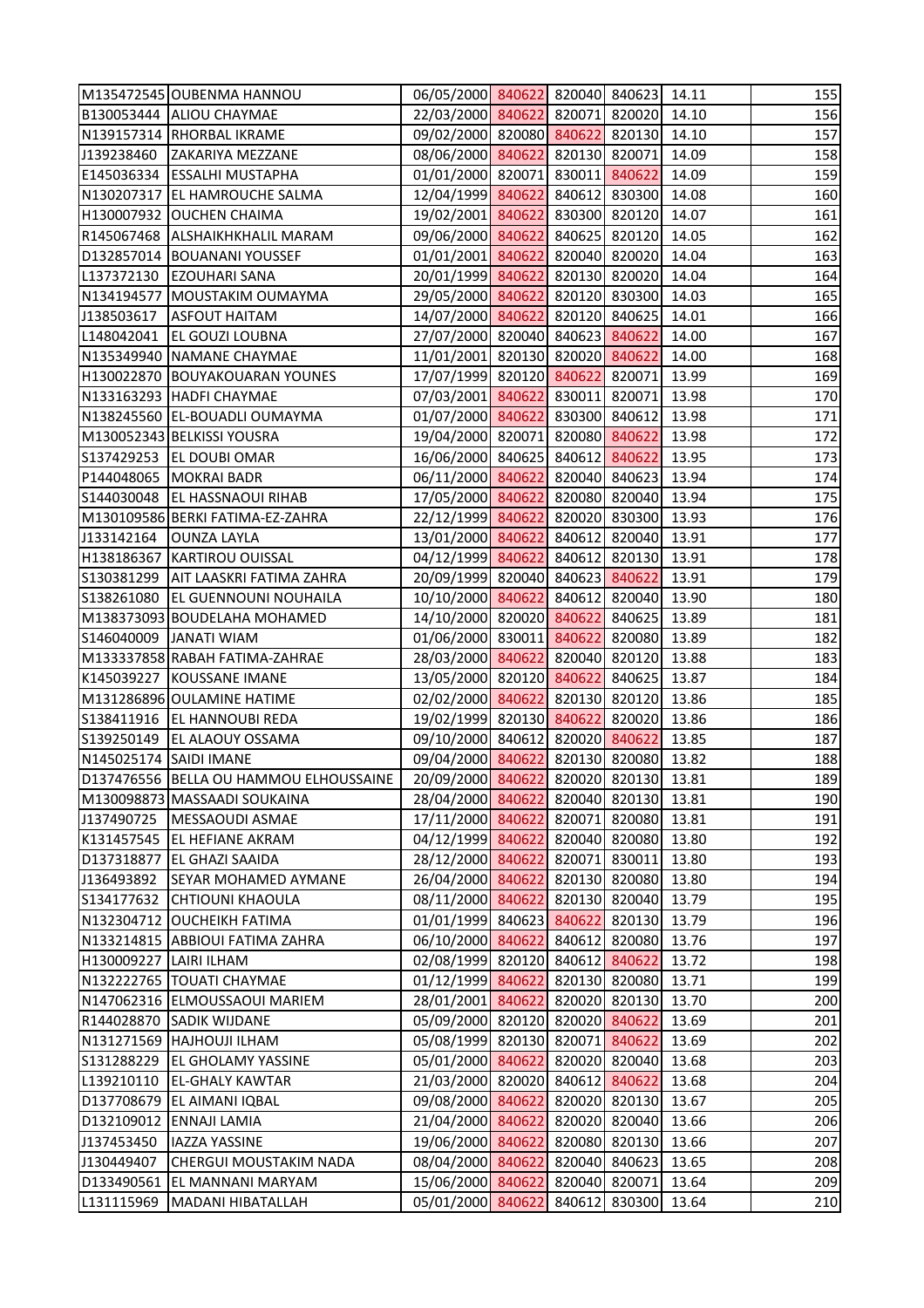| | | | | | | | |
|---|---|---|---|---|---|---|---|
| M135472545 | OUBENMA HANNOU | 06/05/2000 | 840622 | 820040 | 840623 | 14.11 | 155 |
| B130053444 | ALIOU CHAYMAE | 22/03/2000 | 840622 | 820071 | 820020 | 14.10 | 156 |
| N139157314 | RHORBAL IKRAME | 09/02/2000 | 820080 | 840622 | 820130 | 14.10 | 157 |
| J139238460 | ZAKARIYA MEZZANE | 08/06/2000 | 840622 | 820130 | 820071 | 14.09 | 158 |
| E145036334 | ESSALHI MUSTAPHA | 01/01/2000 | 820071 | 830011 | 840622 | 14.09 | 159 |
| N130207317 | EL HAMROUCHE SALMA | 12/04/1999 | 840622 | 840612 | 830300 | 14.08 | 160 |
| H130007932 | OUCHEN CHAIMA | 19/02/2001 | 840622 | 830300 | 820120 | 14.07 | 161 |
| R145067468 | ALSHAIKHKHALIL MARAM | 09/06/2000 | 840622 | 840625 | 820120 | 14.05 | 162 |
| D132857014 | BOUANANI YOUSSEF | 01/01/2001 | 840622 | 820040 | 820020 | 14.04 | 163 |
| L137372130 | EZOUHARI SANA | 20/01/1999 | 840622 | 820130 | 820020 | 14.04 | 164 |
| N134194577 | MOUSTAKIM OUMAYMA | 29/05/2000 | 840622 | 820120 | 830300 | 14.03 | 165 |
| J138503617 | ASFOUT HAITAM | 14/07/2000 | 840622 | 820120 | 840625 | 14.01 | 166 |
| L148042041 | EL GOUZI LOUBNA | 27/07/2000 | 820040 | 840623 | 840622 | 14.00 | 167 |
| N135349940 | NAMANE CHAYMAE | 11/01/2001 | 820130 | 820020 | 840622 | 14.00 | 168 |
| H130022870 | BOUYAKOUARAN YOUNES | 17/07/1999 | 820120 | 840622 | 820071 | 13.99 | 169 |
| N133163293 | HADFI CHAYMAE | 07/03/2001 | 840622 | 830011 | 820071 | 13.98 | 170 |
| N138245560 | EL-BOUADLI OUMAYMA | 01/07/2000 | 840622 | 830300 | 840612 | 13.98 | 171 |
| M130052343 | BELKISSI YOUSRA | 19/04/2000 | 820071 | 820080 | 840622 | 13.98 | 172 |
| S137429253 | EL DOUBI OMAR | 16/06/2000 | 840625 | 840612 | 840622 | 13.95 | 173 |
| P144048065 | MOKRAI BADR | 06/11/2000 | 840622 | 820040 | 840623 | 13.94 | 174 |
| S144030048 | EL HASSNAOUI RIHAB | 17/05/2000 | 840622 | 820080 | 820040 | 13.94 | 175 |
| M130109586 | BERKI FATIMA-EZ-ZAHRA | 22/12/1999 | 840622 | 820020 | 830300 | 13.93 | 176 |
| J133142164 | OUNZA LAYLA | 13/01/2000 | 840622 | 840612 | 820040 | 13.91 | 177 |
| H138186367 | KARTIROU OUISSAL | 04/12/1999 | 840622 | 840612 | 820130 | 13.91 | 178 |
| S130381299 | AIT LAASKRI FATIMA ZAHRA | 20/09/1999 | 820040 | 840623 | 840622 | 13.91 | 179 |
| S138261080 | EL GUENNOUNI NOUHAILA | 10/10/2000 | 840622 | 840612 | 820040 | 13.90 | 180 |
| M138373093 | BOUDELAHA MOHAMED | 14/10/2000 | 820020 | 840622 | 840625 | 13.89 | 181 |
| S146040009 | JANATI WIAM | 01/06/2000 | 830011 | 840622 | 820080 | 13.89 | 182 |
| M133337858 | RABAH FATIMA-ZAHRAE | 28/03/2000 | 840622 | 820040 | 820120 | 13.88 | 183 |
| K145039227 | KOUSSANE IMANE | 13/05/2000 | 820120 | 840622 | 840625 | 13.87 | 184 |
| M131286896 | OULAMINE HATIME | 02/02/2000 | 840622 | 820130 | 820120 | 13.86 | 185 |
| S138411916 | EL HANNOUBI REDA | 19/02/1999 | 820130 | 840622 | 820020 | 13.86 | 186 |
| S139250149 | EL ALAOUY OSSAMA | 09/10/2000 | 840612 | 820020 | 840622 | 13.85 | 187 |
| N145025174 | SAIDI IMANE | 09/04/2000 | 840622 | 820130 | 820080 | 13.82 | 188 |
| D137476556 | BELLA OU HAMMOU ELHOUSSAINE | 20/09/2000 | 840622 | 820020 | 820130 | 13.81 | 189 |
| M130098873 | MASSAADI SOUKAINA | 28/04/2000 | 840622 | 820040 | 820130 | 13.81 | 190 |
| J137490725 | MESSAOUDI ASMAE | 17/11/2000 | 840622 | 820071 | 820080 | 13.81 | 191 |
| K131457545 | EL HEFIANE AKRAM | 04/12/1999 | 840622 | 820040 | 820080 | 13.80 | 192 |
| D137318877 | EL GHAZI SAAIDA | 28/12/2000 | 840622 | 820071 | 830011 | 13.80 | 193 |
| J136493892 | SEYAR MOHAMED AYMANE | 26/04/2000 | 840622 | 820130 | 820080 | 13.80 | 194 |
| S134177632 | CHTIOUNI KHAOULA | 08/11/2000 | 840622 | 820130 | 820040 | 13.79 | 195 |
| N132304712 | OUCHEIKH FATIMA | 01/01/1999 | 840623 | 840622 | 820130 | 13.79 | 196 |
| N133214815 | ABBIOUI FATIMA ZAHRA | 06/10/2000 | 840622 | 840612 | 820080 | 13.76 | 197 |
| H130009227 | LAIRI ILHAM | 02/08/1999 | 820120 | 840612 | 840622 | 13.72 | 198 |
| N132222765 | TOUATI CHAYMAE | 01/12/1999 | 840622 | 820130 | 820080 | 13.71 | 199 |
| N147062316 | ELMOUSSAOUI MARIEM | 28/01/2001 | 840622 | 820020 | 820130 | 13.70 | 200 |
| R144028870 | SADIK WIJDANE | 05/09/2000 | 820120 | 820020 | 840622 | 13.69 | 201 |
| N131271569 | HAJHOUJI ILHAM | 05/08/1999 | 820130 | 820071 | 840622 | 13.69 | 202 |
| S131288229 | EL GHOLAMY YASSINE | 05/01/2000 | 840622 | 820020 | 820040 | 13.68 | 203 |
| L139210110 | EL-GHALY KAWTAR | 21/03/2000 | 820020 | 840612 | 840622 | 13.68 | 204 |
| D137708679 | EL AIMANI IQBAL | 09/08/2000 | 840622 | 820020 | 820130 | 13.67 | 205 |
| D132109012 | ENNAJI LAMIA | 21/04/2000 | 840622 | 820020 | 820040 | 13.66 | 206 |
| J137453450 | IAZZA YASSINE | 19/06/2000 | 840622 | 820080 | 820130 | 13.66 | 207 |
| J130449407 | CHERGUI MOUSTAKIM NADA | 08/04/2000 | 840622 | 820040 | 840623 | 13.65 | 208 |
| D133490561 | EL MANNANI MARYAM | 15/06/2000 | 840622 | 820040 | 820071 | 13.64 | 209 |
| L131115969 | MADANI HIBATALLAH | 05/01/2000 | 840622 | 840612 | 830300 | 13.64 | 210 |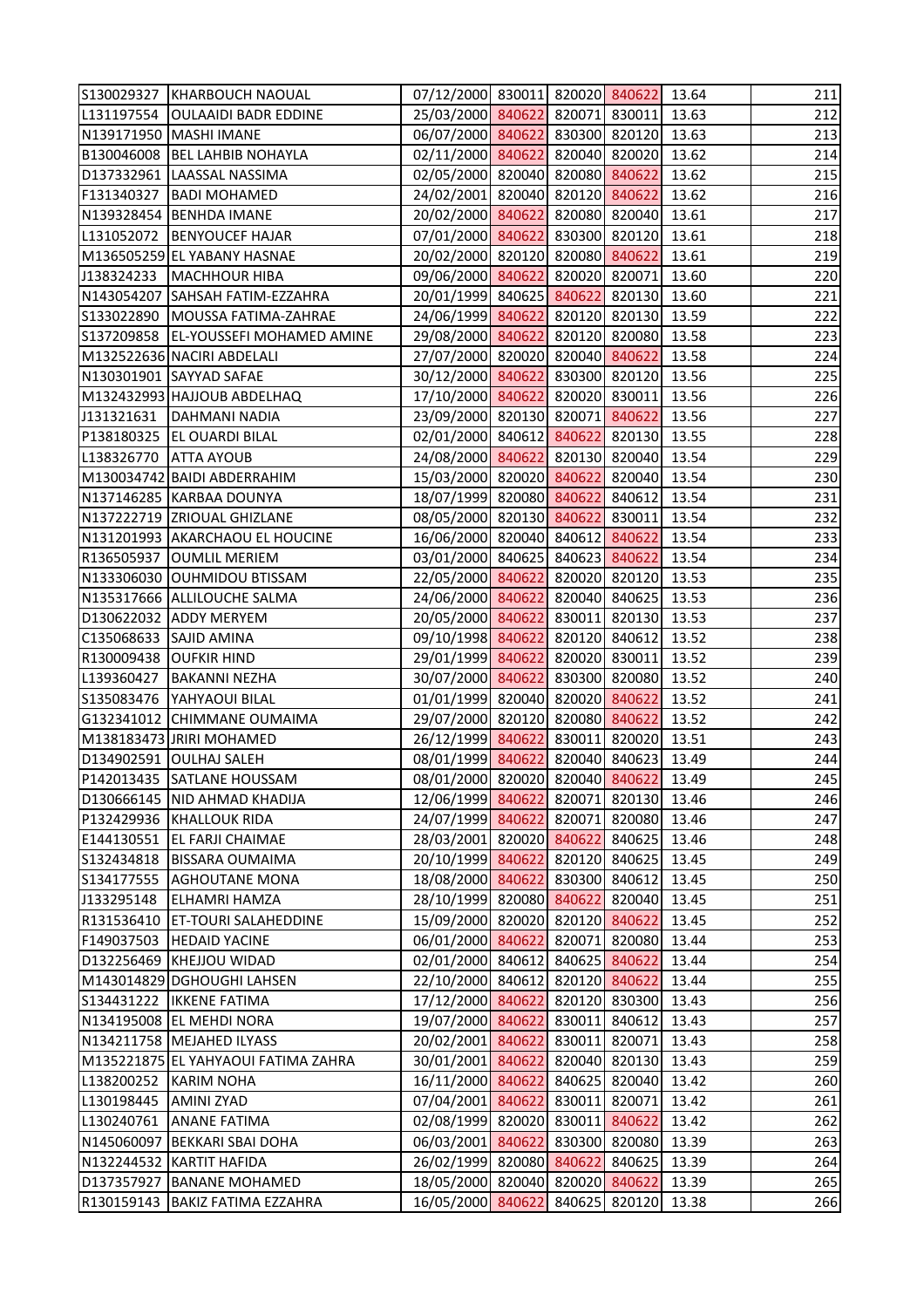| | | | | | | | |
|---|---|---|---|---|---|---|---|
| S130029327 | KHARBOUCH NAOUAL | 07/12/2000 | 830011 | 820020 | 840622 | 13.64 | 211 |
| L131197554 | OULAAIDI BADR EDDINE | 25/03/2000 | 840622 | 820071 | 830011 | 13.63 | 212 |
| N139171950 | MASHI IMANE | 06/07/2000 | 840622 | 830300 | 820120 | 13.63 | 213 |
| B130046008 | BEL LAHBIB NOHAYLA | 02/11/2000 | 840622 | 820040 | 820020 | 13.62 | 214 |
| D137332961 | LAASSAL NASSIMA | 02/05/2000 | 820040 | 820080 | 840622 | 13.62 | 215 |
| F131340327 | BADI MOHAMED | 24/02/2001 | 820040 | 820120 | 840622 | 13.62 | 216 |
| N139328454 | BENHDA IMANE | 20/02/2000 | 840622 | 820080 | 820040 | 13.61 | 217 |
| L131052072 | BENYOUCEF HAJAR | 07/01/2000 | 840622 | 830300 | 820120 | 13.61 | 218 |
| M136505259 | EL YABANY HASNAE | 20/02/2000 | 820120 | 820080 | 840622 | 13.61 | 219 |
| J138324233 | MACHHOUR HIBA | 09/06/2000 | 840622 | 820020 | 820071 | 13.60 | 220 |
| N143054207 | SAHSAH FATIM-EZZAHRA | 20/01/1999 | 840625 | 840622 | 820130 | 13.60 | 221 |
| S133022890 | MOUSSA FATIMA-ZAHRAE | 24/06/1999 | 840622 | 820120 | 820130 | 13.59 | 222 |
| S137209858 | EL-YOUSSEFI MOHAMED AMINE | 29/08/2000 | 840622 | 820120 | 820080 | 13.58 | 223 |
| M132522636 | NACIRI ABDELALI | 27/07/2000 | 820020 | 820040 | 840622 | 13.58 | 224 |
| N130301901 | SAYYAD SAFAE | 30/12/2000 | 840622 | 830300 | 820120 | 13.56 | 225 |
| M132432993 | HAJJOUB ABDELHAQ | 17/10/2000 | 840622 | 820020 | 830011 | 13.56 | 226 |
| J131321631 | DAHMANI NADIA | 23/09/2000 | 820130 | 820071 | 840622 | 13.56 | 227 |
| P138180325 | EL OUARDI BILAL | 02/01/2000 | 840612 | 840622 | 820130 | 13.55 | 228 |
| L138326770 | ATTA AYOUB | 24/08/2000 | 840622 | 820130 | 820040 | 13.54 | 229 |
| M130034742 | BAIDI ABDERRAHIM | 15/03/2000 | 820020 | 840622 | 820040 | 13.54 | 230 |
| N137146285 | KARBAA DOUNYA | 18/07/1999 | 820080 | 840622 | 840612 | 13.54 | 231 |
| N137222719 | ZRIOUAL GHIZLANE | 08/05/2000 | 820130 | 840622 | 830011 | 13.54 | 232 |
| N131201993 | AKARCHAOU EL HOUCINE | 16/06/2000 | 820040 | 840612 | 840622 | 13.54 | 233 |
| R136505937 | OUMLIL MERIEM | 03/01/2000 | 840625 | 840623 | 840622 | 13.54 | 234 |
| N133306030 | OUHMIDOU BTISSAM | 22/05/2000 | 840622 | 820020 | 820120 | 13.53 | 235 |
| N135317666 | ALLILOUCHE SALMA | 24/06/2000 | 840622 | 820040 | 840625 | 13.53 | 236 |
| D130622032 | ADDY MERYEM | 20/05/2000 | 840622 | 830011 | 820130 | 13.53 | 237 |
| C135068633 | SAJID AMINA | 09/10/1998 | 840622 | 820120 | 840612 | 13.52 | 238 |
| R130009438 | OUFKIR HIND | 29/01/1999 | 840622 | 820020 | 830011 | 13.52 | 239 |
| L139360427 | BAKANNI NEZHA | 30/07/2000 | 840622 | 830300 | 820080 | 13.52 | 240 |
| S135083476 | YAHYAOUI BILAL | 01/01/1999 | 820040 | 820020 | 840622 | 13.52 | 241 |
| G132341012 | CHIMMANE OUMAIMA | 29/07/2000 | 820120 | 820080 | 840622 | 13.52 | 242 |
| M138183473 | JRIRI MOHAMED | 26/12/1999 | 840622 | 830011 | 820020 | 13.51 | 243 |
| D134902591 | OULHAJ SALEH | 08/01/1999 | 840622 | 820040 | 840623 | 13.49 | 244 |
| P142013435 | SATLANE HOUSSAM | 08/01/2000 | 820020 | 820040 | 840622 | 13.49 | 245 |
| D130666145 | NID AHMAD KHADIJA | 12/06/1999 | 840622 | 820071 | 820130 | 13.46 | 246 |
| P132429936 | KHALLOUK RIDA | 24/07/1999 | 840622 | 820071 | 820080 | 13.46 | 247 |
| E144130551 | EL FARJI CHAIMAE | 28/03/2001 | 820020 | 840622 | 840625 | 13.46 | 248 |
| S132434818 | BISSARA OUMAIMA | 20/10/1999 | 840622 | 820120 | 840625 | 13.45 | 249 |
| S134177555 | AGHOUTANE MONA | 18/08/2000 | 840622 | 830300 | 840612 | 13.45 | 250 |
| J133295148 | ELHAMRI HAMZA | 28/10/1999 | 820080 | 840622 | 820040 | 13.45 | 251 |
| R131536410 | ET-TOURI SALAHEDDINE | 15/09/2000 | 820020 | 820120 | 840622 | 13.45 | 252 |
| F149037503 | HEDAID YACINE | 06/01/2000 | 840622 | 820071 | 820080 | 13.44 | 253 |
| D132256469 | KHEJJOU WIDAD | 02/01/2000 | 840612 | 840625 | 840622 | 13.44 | 254 |
| M143014829 | DGHOUGHI LAHSEN | 22/10/2000 | 840612 | 820120 | 840622 | 13.44 | 255 |
| S134431222 | IKKENE FATIMA | 17/12/2000 | 840622 | 820120 | 830300 | 13.43 | 256 |
| N134195008 | EL MEHDI NORA | 19/07/2000 | 840622 | 830011 | 840612 | 13.43 | 257 |
| N134211758 | MEJAHED ILYASS | 20/02/2001 | 840622 | 830011 | 820071 | 13.43 | 258 |
| M135221875 | EL YAHYAOUI FATIMA ZAHRA | 30/01/2001 | 840622 | 820040 | 820130 | 13.43 | 259 |
| L138200252 | KARIM NOHA | 16/11/2000 | 840622 | 840625 | 820040 | 13.42 | 260 |
| L130198445 | AMINI ZYAD | 07/04/2001 | 840622 | 830011 | 820071 | 13.42 | 261 |
| L130240761 | ANANE FATIMA | 02/08/1999 | 820020 | 830011 | 840622 | 13.42 | 262 |
| N145060097 | BEKKARI SBAI DOHA | 06/03/2001 | 840622 | 830300 | 820080 | 13.39 | 263 |
| N132244532 | KARTIT HAFIDA | 26/02/1999 | 820080 | 840622 | 840625 | 13.39 | 264 |
| D137357927 | BANANE MOHAMED | 18/05/2000 | 820040 | 820020 | 840622 | 13.39 | 265 |
| R130159143 | BAKIZ FATIMA EZZAHRA | 16/05/2000 | 840622 | 840625 | 820120 | 13.38 | 266 |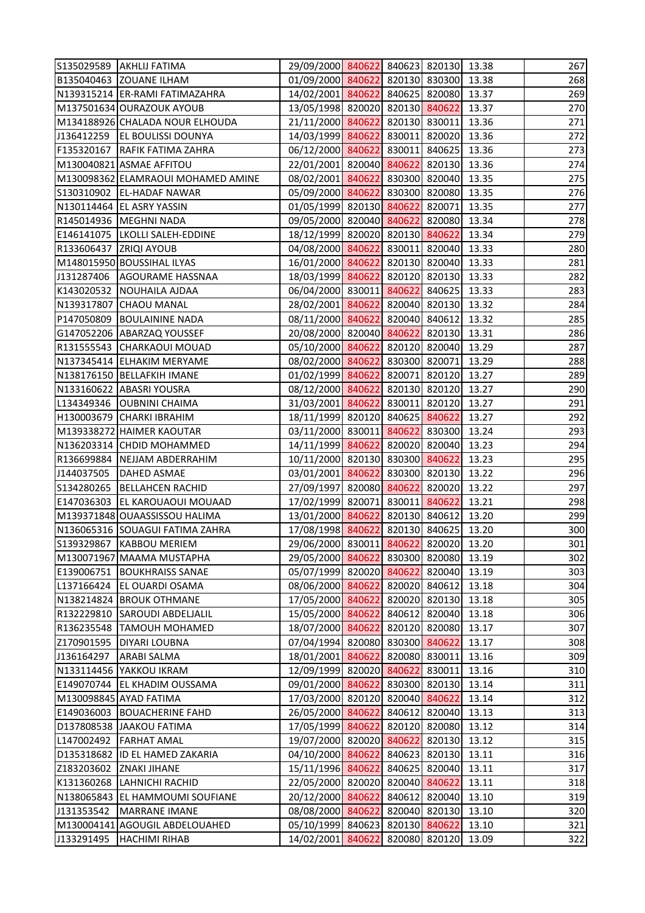| | | | | | | | |
|---|---|---|---|---|---|---|---|
| S135029589 | AKHLIJ FATIMA | 29/09/2000 | 840622 | 840623 | 820130 | 13.38 | 267 |
| B135040463 | ZOUANE ILHAM | 01/09/2000 | 840622 | 820130 | 830300 | 13.38 | 268 |
| N139315214 | ER-RAMI FATIMAZAHRA | 14/02/2001 | 840622 | 840625 | 820080 | 13.37 | 269 |
| M137501634 | OURAZOUK AYOUB | 13/05/1998 | 820020 | 820130 | 840622 | 13.37 | 270 |
| M134188926 | CHALADA NOUR ELHOUDA | 21/11/2000 | 840622 | 820130 | 830011 | 13.36 | 271 |
| J136412259 | EL BOULISSI DOUNYA | 14/03/1999 | 840622 | 830011 | 820020 | 13.36 | 272 |
| F135320167 | RAFIK FATIMA ZAHRA | 06/12/2000 | 840622 | 830011 | 840625 | 13.36 | 273 |
| M130040821 | ASMAE AFFITOU | 22/01/2001 | 820040 | 840622 | 820130 | 13.36 | 274 |
| M130098362 | ELAMRAOUI MOHAMED AMINE | 08/02/2001 | 840622 | 830300 | 820040 | 13.35 | 275 |
| S130310902 | EL-HADAF NAWAR | 05/09/2000 | 840622 | 830300 | 820080 | 13.35 | 276 |
| N130114464 | EL ASRY YASSIN | 01/05/1999 | 820130 | 840622 | 820071 | 13.35 | 277 |
| R145014936 | MEGHNI NADA | 09/05/2000 | 820040 | 840622 | 820080 | 13.34 | 278 |
| E146141075 | LKOLLI SALEH-EDDINE | 18/12/1999 | 820020 | 820130 | 840622 | 13.34 | 279 |
| R133606437 | ZRIQI AYOUB | 04/08/2000 | 840622 | 830011 | 820040 | 13.33 | 280 |
| M148015950 | BOUSSIHAL ILYAS | 16/01/2000 | 840622 | 820130 | 820040 | 13.33 | 281 |
| J131287406 | AGOURAME HASSNAA | 18/03/1999 | 840622 | 820120 | 820130 | 13.33 | 282 |
| K143020532 | NOUHAILA AJDAA | 06/04/2000 | 830011 | 840622 | 840625 | 13.33 | 283 |
| N139317807 | CHAOU MANAL | 28/02/2001 | 840622 | 820040 | 820130 | 13.32 | 284 |
| P147050809 | BOULAININE NADA | 08/11/2000 | 840622 | 820040 | 840612 | 13.32 | 285 |
| G147052206 | ABARZAQ YOUSSEF | 20/08/2000 | 820040 | 840622 | 820130 | 13.31 | 286 |
| R131555543 | CHARKAOUI MOUAD | 05/10/2000 | 840622 | 820120 | 820040 | 13.29 | 287 |
| N137345414 | ELHAKIM MERYAME | 08/02/2000 | 840622 | 830300 | 820071 | 13.29 | 288 |
| N138176150 | BELLAFKIH IMANE | 01/02/1999 | 840622 | 820071 | 820120 | 13.27 | 289 |
| N133160622 | ABASRI YOUSRA | 08/12/2000 | 840622 | 820130 | 820120 | 13.27 | 290 |
| L134349346 | OUBNINI CHAIMA | 31/03/2001 | 840622 | 830011 | 820120 | 13.27 | 291 |
| H130003679 | CHARKI IBRAHIM | 18/11/1999 | 820120 | 840625 | 840622 | 13.27 | 292 |
| M139338272 | HAIMER KAOUTAR | 03/11/2000 | 830011 | 840622 | 830300 | 13.24 | 293 |
| N136203314 | CHDID MOHAMMED | 14/11/1999 | 840622 | 820020 | 820040 | 13.23 | 294 |
| R136699884 | NEJJAM ABDERRAHIM | 10/11/2000 | 820130 | 830300 | 840622 | 13.23 | 295 |
| J144037505 | DAHED ASMAE | 03/01/2001 | 840622 | 830300 | 820130 | 13.22 | 296 |
| S134280265 | BELLAHCEN RACHID | 27/09/1997 | 820080 | 840622 | 820020 | 13.22 | 297 |
| E147036303 | EL KAROUAOUI MOUAAD | 17/02/1999 | 820071 | 830011 | 840622 | 13.21 | 298 |
| M139371848 | OUAASSISSOU HALIMA | 13/01/2000 | 840622 | 820130 | 840612 | 13.20 | 299 |
| N136065316 | SOUAGUI FATIMA ZAHRA | 17/08/1998 | 840622 | 820130 | 840625 | 13.20 | 300 |
| S139329867 | KABBOU MERIEM | 29/06/2000 | 830011 | 840622 | 820020 | 13.20 | 301 |
| M130071967 | MAAMA MUSTAPHA | 29/05/2000 | 840622 | 830300 | 820080 | 13.19 | 302 |
| E139006751 | BOUKHRAISS SANAE | 05/07/1999 | 820020 | 840622 | 820040 | 13.19 | 303 |
| L137166424 | EL OUARDI OSAMA | 08/06/2000 | 840622 | 820020 | 840612 | 13.18 | 304 |
| N138214824 | BROUK OTHMANE | 17/05/2000 | 840622 | 820020 | 820130 | 13.18 | 305 |
| R132229810 | SAROUDI ABDELJALIL | 15/05/2000 | 840622 | 840612 | 820040 | 13.18 | 306 |
| R136235548 | TAMOUH MOHAMED | 18/07/2000 | 840622 | 820120 | 820080 | 13.17 | 307 |
| Z170901595 | DIYARI LOUBNA | 07/04/1994 | 820080 | 830300 | 840622 | 13.17 | 308 |
| J136164297 | ARABI SALMA | 18/01/2001 | 840622 | 820080 | 830011 | 13.16 | 309 |
| N133114456 | YAKKOU IKRAM | 12/09/1999 | 820020 | 840622 | 830011 | 13.16 | 310 |
| E149070744 | EL KHADIM OUSSAMA | 09/01/2000 | 840622 | 830300 | 820130 | 13.14 | 311 |
| M130098845 | AYAD FATIMA | 17/03/2000 | 820120 | 820040 | 840622 | 13.14 | 312 |
| E149036003 | BOUACHERINE FAHD | 26/05/2000 | 840622 | 840612 | 820040 | 13.13 | 313 |
| D137808538 | JAAKOU FATIMA | 17/05/1999 | 840622 | 820120 | 820080 | 13.12 | 314 |
| L147002492 | FARHAT AMAL | 19/07/2000 | 820020 | 840622 | 820130 | 13.12 | 315 |
| D135318682 | ID EL HAMED ZAKARIA | 04/10/2000 | 840622 | 840623 | 820130 | 13.11 | 316 |
| Z183203602 | ZNAKI JIHANE | 15/11/1996 | 840622 | 840625 | 820040 | 13.11 | 317 |
| K131360268 | LAHNICHI RACHID | 22/05/2000 | 820020 | 820040 | 840622 | 13.11 | 318 |
| N138065843 | EL HAMMOUMI SOUFIANE | 20/12/2000 | 840622 | 840612 | 820040 | 13.10 | 319 |
| J131353542 | MARRANE IMANE | 08/08/2000 | 840622 | 820040 | 820130 | 13.10 | 320 |
| M130004141 | AGOUGIL ABDELOUAHED | 05/10/1999 | 840623 | 820130 | 840622 | 13.10 | 321 |
| J133291495 | HACHIMI RIHAB | 14/02/2001 | 840622 | 820080 | 820120 | 13.09 | 322 |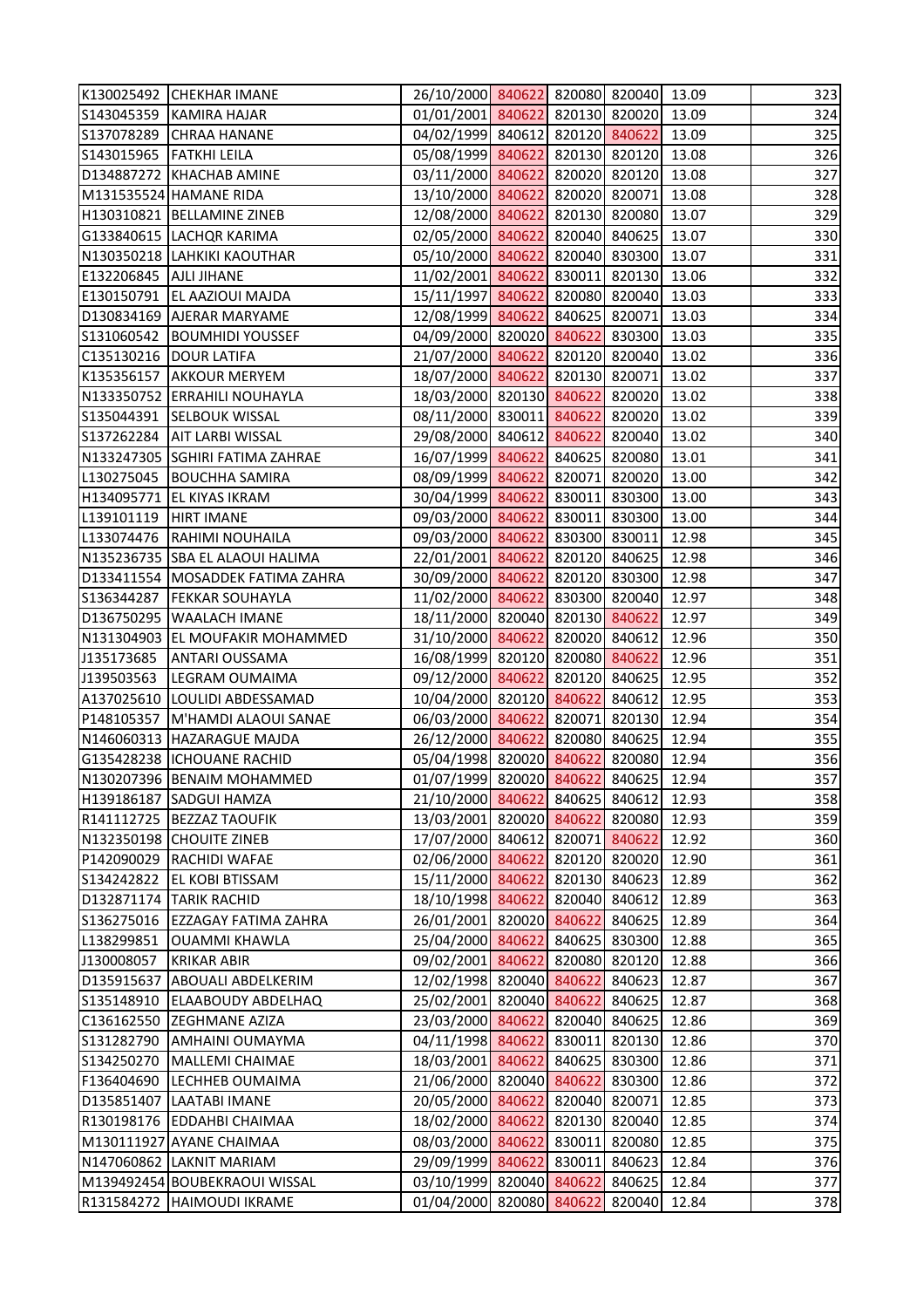| | | | | | | | |
|---|---|---|---|---|---|---|---|
| K130025492 | CHEKHAR IMANE | 26/10/2000 | 840622 | 820080 | 820040 | 13.09 | 323 |
| S143045359 | KAMIRA HAJAR | 01/01/2001 | 840622 | 820130 | 820020 | 13.09 | 324 |
| S137078289 | CHRAA HANANE | 04/02/1999 | 840612 | 820120 | 840622 | 13.09 | 325 |
| S143015965 | FATKHI LEILA | 05/08/1999 | 840622 | 820130 | 820120 | 13.08 | 326 |
| D134887272 | KHACHAB AMINE | 03/11/2000 | 840622 | 820020 | 820120 | 13.08 | 327 |
| M131535524 | HAMANE RIDA | 13/10/2000 | 840622 | 820020 | 820071 | 13.08 | 328 |
| H130310821 | BELLAMINE ZINEB | 12/08/2000 | 840622 | 820130 | 820080 | 13.07 | 329 |
| G133840615 | LACHQR KARIMA | 02/05/2000 | 840622 | 820040 | 840625 | 13.07 | 330 |
| N130350218 | LAHKIKI KAOUTHAR | 05/10/2000 | 840622 | 820040 | 830300 | 13.07 | 331 |
| E132206845 | AJLI JIHANE | 11/02/2001 | 840622 | 830011 | 820130 | 13.06 | 332 |
| E130150791 | EL AAZIOUI MAJDA | 15/11/1997 | 840622 | 820080 | 820040 | 13.03 | 333 |
| D130834169 | AJERAR MARYAME | 12/08/1999 | 840622 | 840625 | 820071 | 13.03 | 334 |
| S131060542 | BOUMHIDI YOUSSEF | 04/09/2000 | 820020 | 840622 | 830300 | 13.03 | 335 |
| C135130216 | DOUR LATIFA | 21/07/2000 | 840622 | 820120 | 820040 | 13.02 | 336 |
| K135356157 | AKKOUR MERYEM | 18/07/2000 | 840622 | 820130 | 820071 | 13.02 | 337 |
| N133350752 | ERRAHILI NOUHAYLA | 18/03/2000 | 820130 | 840622 | 820020 | 13.02 | 338 |
| S135044391 | SELBOUK WISSAL | 08/11/2000 | 830011 | 840622 | 820020 | 13.02 | 339 |
| S137262284 | AIT LARBI WISSAL | 29/08/2000 | 840612 | 840622 | 820040 | 13.02 | 340 |
| N133247305 | SGHIRI FATIMA ZAHRAE | 16/07/1999 | 840622 | 840625 | 820080 | 13.01 | 341 |
| L130275045 | BOUCHHA SAMIRA | 08/09/1999 | 840622 | 820071 | 820020 | 13.00 | 342 |
| H134095771 | EL KIYAS IKRAM | 30/04/1999 | 840622 | 830011 | 830300 | 13.00 | 343 |
| L139101119 | HIRT IMANE | 09/03/2000 | 840622 | 830011 | 830300 | 13.00 | 344 |
| L133074476 | RAHIMI NOUHAILA | 09/03/2000 | 840622 | 830300 | 830011 | 12.98 | 345 |
| N135236735 | SBA EL ALAOUI HALIMA | 22/01/2001 | 840622 | 820120 | 840625 | 12.98 | 346 |
| D133411554 | MOSADDEK FATIMA ZAHRA | 30/09/2000 | 840622 | 820120 | 830300 | 12.98 | 347 |
| S136344287 | FEKKAR SOUHAYLA | 11/02/2000 | 840622 | 830300 | 820040 | 12.97 | 348 |
| D136750295 | WAALACH IMANE | 18/11/2000 | 820040 | 820130 | 840622 | 12.97 | 349 |
| N131304903 | EL MOUFAKIR MOHAMMED | 31/10/2000 | 840622 | 820020 | 840612 | 12.96 | 350 |
| J135173685 | ANTARI OUSSAMA | 16/08/1999 | 820120 | 820080 | 840622 | 12.96 | 351 |
| J139503563 | LEGRAM OUMAIMA | 09/12/2000 | 840622 | 820120 | 840625 | 12.95 | 352 |
| A137025610 | LOULIDI ABDESSAMAD | 10/04/2000 | 820120 | 840622 | 840612 | 12.95 | 353 |
| P148105357 | M'HAMDI ALAOUI SANAE | 06/03/2000 | 840622 | 820071 | 820130 | 12.94 | 354 |
| N146060313 | HAZARAGUE MAJDA | 26/12/2000 | 840622 | 820080 | 840625 | 12.94 | 355 |
| G135428238 | ICHOUANE RACHID | 05/04/1998 | 820020 | 840622 | 820080 | 12.94 | 356 |
| N130207396 | BENAIM MOHAMMED | 01/07/1999 | 820020 | 840622 | 840625 | 12.94 | 357 |
| H139186187 | SADGUI HAMZA | 21/10/2000 | 840622 | 840625 | 840612 | 12.93 | 358 |
| R141112725 | BEZZAZ TAOUFIK | 13/03/2001 | 820020 | 840622 | 820080 | 12.93 | 359 |
| N132350198 | CHOUITE ZINEB | 17/07/2000 | 840612 | 820071 | 840622 | 12.92 | 360 |
| P142090029 | RACHIDI WAFAE | 02/06/2000 | 840622 | 820120 | 820020 | 12.90 | 361 |
| S134242822 | EL KOBI BTISSAM | 15/11/2000 | 840622 | 820130 | 840623 | 12.89 | 362 |
| D132871174 | TARIK RACHID | 18/10/1998 | 840622 | 820040 | 840612 | 12.89 | 363 |
| S136275016 | EZZAGAY FATIMA ZAHRA | 26/01/2001 | 820020 | 840622 | 840625 | 12.89 | 364 |
| L138299851 | OUAMMI KHAWLA | 25/04/2000 | 840622 | 840625 | 830300 | 12.88 | 365 |
| J130008057 | KRIKAR ABIR | 09/02/2001 | 840622 | 820080 | 820120 | 12.88 | 366 |
| D135915637 | ABOUALI ABDELKERIM | 12/02/1998 | 820040 | 840622 | 840623 | 12.87 | 367 |
| S135148910 | ELAABOUDY ABDELHAQ | 25/02/2001 | 820040 | 840622 | 840625 | 12.87 | 368 |
| C136162550 | ZEGHMANE AZIZA | 23/03/2000 | 840622 | 820040 | 840625 | 12.86 | 369 |
| S131282790 | AMHAINI OUMAYMA | 04/11/1998 | 840622 | 830011 | 820130 | 12.86 | 370 |
| S134250270 | MALLEMI CHAIMAE | 18/03/2001 | 840622 | 840625 | 830300 | 12.86 | 371 |
| F136404690 | LECHHEB OUMAIMA | 21/06/2000 | 820040 | 840622 | 830300 | 12.86 | 372 |
| D135851407 | LAATABI IMANE | 20/05/2000 | 840622 | 820040 | 820071 | 12.85 | 373 |
| R130198176 | EDDAHBI CHAIMAA | 18/02/2000 | 840622 | 820130 | 820040 | 12.85 | 374 |
| M130111927 | AYANE CHAIMAA | 08/03/2000 | 840622 | 830011 | 820080 | 12.85 | 375 |
| N147060862 | LAKNIT MARIAM | 29/09/1999 | 840622 | 830011 | 840623 | 12.84 | 376 |
| M139492454 | BOUBEKRAOUI WISSAL | 03/10/1999 | 820040 | 840622 | 840625 | 12.84 | 377 |
| R131584272 | HAIMOUDI IKRAME | 01/04/2000 | 820080 | 840622 | 820040 | 12.84 | 378 |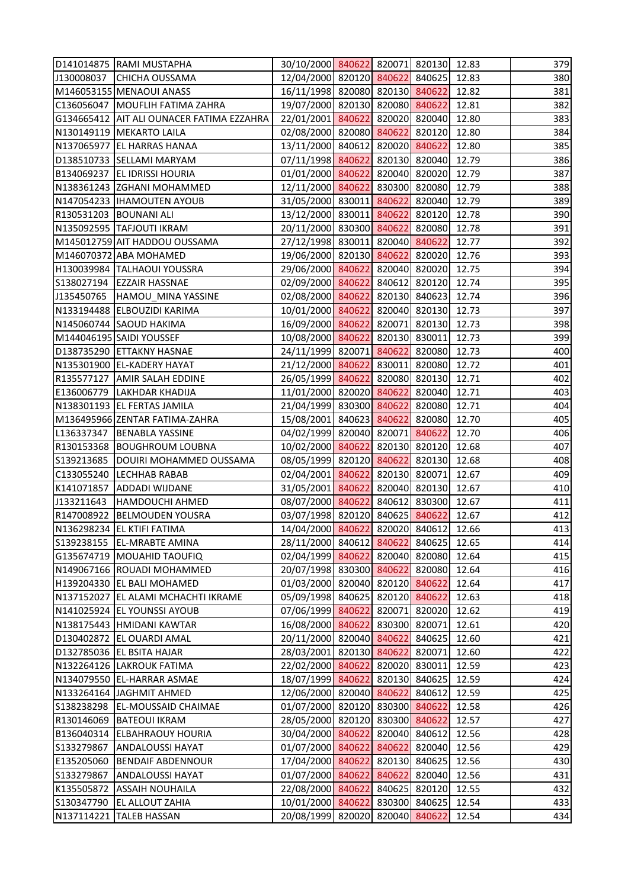| | | | | | | | |
|---|---|---|---|---|---|---|---|
| D141014875 | RAMI MUSTAPHA | 30/10/2000 | 840622 | 820071 | 820130 | 12.83 | 379 |
| J130008037 | CHICHA OUSSAMA | 12/04/2000 | 820120 | 840622 | 840625 | 12.83 | 380 |
| M146053155 | MENAOUI ANASS | 16/11/1998 | 820080 | 820130 | 840622 | 12.82 | 381 |
| C136056047 | MOUFLIH FATIMA ZAHRA | 19/07/2000 | 820130 | 820080 | 840622 | 12.81 | 382 |
| G134665412 | AIT ALI OUNACER FATIMA EZZAHRA | 22/01/2001 | 840622 | 820020 | 820040 | 12.80 | 383 |
| N130149119 | MEKARTO LAILA | 02/08/2000 | 820080 | 840622 | 820120 | 12.80 | 384 |
| N137065977 | EL HARRAS HANAA | 13/11/2000 | 840612 | 820020 | 840622 | 12.80 | 385 |
| D138510733 | SELLAMI MARYAM | 07/11/1998 | 840622 | 820130 | 820040 | 12.79 | 386 |
| B134069237 | EL IDRISSI HOURIA | 01/01/2000 | 840622 | 820040 | 820020 | 12.79 | 387 |
| N138361243 | ZGHANI MOHAMMED | 12/11/2000 | 840622 | 830300 | 820080 | 12.79 | 388 |
| N147054233 | IHAMOUTEN AYOUB | 31/05/2000 | 830011 | 840622 | 820040 | 12.79 | 389 |
| R130531203 | BOUNANI ALI | 13/12/2000 | 830011 | 840622 | 820120 | 12.78 | 390 |
| N135092595 | TAFJOUTI IKRAM | 20/11/2000 | 830300 | 840622 | 820080 | 12.78 | 391 |
| M145012759 | AIT HADDOU OUSSAMA | 27/12/1998 | 830011 | 820040 | 840622 | 12.77 | 392 |
| M146070372 | ABA MOHAMED | 19/06/2000 | 820130 | 840622 | 820020 | 12.76 | 393 |
| H130039984 | TALHAOUI YOUSSRA | 29/06/2000 | 840622 | 820040 | 820020 | 12.75 | 394 |
| S138027194 | EZZAIR HASSNAE | 02/09/2000 | 840622 | 840612 | 820120 | 12.74 | 395 |
| J135450765 | HAMOU_MINA YASSINE | 02/08/2000 | 840622 | 820130 | 840623 | 12.74 | 396 |
| N133194488 | ELBOUZIDI KARIMA | 10/01/2000 | 840622 | 820040 | 820130 | 12.73 | 397 |
| N145060744 | SAOUD HAKIMA | 16/09/2000 | 840622 | 820071 | 820130 | 12.73 | 398 |
| M144046195 | SAIDI YOUSSEF | 10/08/2000 | 840622 | 820130 | 830011 | 12.73 | 399 |
| D138735290 | ETTAKNY HASNAE | 24/11/1999 | 820071 | 840622 | 820080 | 12.73 | 400 |
| N135301900 | EL-KADERY HAYAT | 21/12/2000 | 840622 | 830011 | 820080 | 12.72 | 401 |
| R135577127 | AMIR SALAH EDDINE | 26/05/1999 | 840622 | 820080 | 820130 | 12.71 | 402 |
| E136006779 | LAKHDAR KHADIJA | 11/01/2000 | 820020 | 840622 | 820040 | 12.71 | 403 |
| N138301193 | EL FERTAS JAMILA | 21/04/1999 | 830300 | 840622 | 820080 | 12.71 | 404 |
| M136495966 | ZENTAR FATIMA-ZAHRA | 15/08/2001 | 840623 | 840622 | 820080 | 12.70 | 405 |
| L136337347 | BENABLA YASSINE | 04/02/1999 | 820040 | 820071 | 840622 | 12.70 | 406 |
| R130153368 | BOUGHROUM LOUBNA | 10/02/2000 | 840622 | 820130 | 820120 | 12.68 | 407 |
| S139213685 | DOUIRI MOHAMMED OUSSAMA | 08/05/1999 | 820120 | 840622 | 820130 | 12.68 | 408 |
| C133055240 | LECHHAB RABAB | 02/04/2001 | 840622 | 820130 | 820071 | 12.67 | 409 |
| K141071857 | ADDADI WIJDANE | 31/05/2001 | 840622 | 820040 | 820130 | 12.67 | 410 |
| J133211643 | HAMDOUCHI AHMED | 08/07/2000 | 840622 | 840612 | 830300 | 12.67 | 411 |
| R147008922 | BELMOUDEN YOUSRA | 03/07/1998 | 820120 | 840625 | 840622 | 12.67 | 412 |
| N136298234 | EL KTIFI FATIMA | 14/04/2000 | 840622 | 820020 | 840612 | 12.66 | 413 |
| S139238155 | EL-MRABTE AMINA | 28/11/2000 | 840612 | 840622 | 840625 | 12.65 | 414 |
| G135674719 | MOUAHID TAOUFIQ | 02/04/1999 | 840622 | 820040 | 820080 | 12.64 | 415 |
| N149067166 | ROUADI MOHAMMED | 20/07/1998 | 830300 | 840622 | 820080 | 12.64 | 416 |
| H139204330 | EL BALI MOHAMED | 01/03/2000 | 820040 | 820120 | 840622 | 12.64 | 417 |
| N137152027 | EL ALAMI MCHACHTI IKRAME | 05/09/1998 | 840625 | 820120 | 840622 | 12.63 | 418 |
| N141025924 | EL YOUNSSI AYOUB | 07/06/1999 | 840622 | 820071 | 820020 | 12.62 | 419 |
| N138175443 | HMIDANI KAWTAR | 16/08/2000 | 840622 | 830300 | 820071 | 12.61 | 420 |
| D130402872 | EL OUARDI AMAL | 20/11/2000 | 820040 | 840622 | 840625 | 12.60 | 421 |
| D132785036 | EL BSITA HAJAR | 28/03/2001 | 820130 | 840622 | 820071 | 12.60 | 422 |
| N132264126 | LAKROUK FATIMA | 22/02/2000 | 840622 | 820020 | 830011 | 12.59 | 423 |
| N134079550 | EL-HARRAR ASMAE | 18/07/1999 | 840622 | 820130 | 840625 | 12.59 | 424 |
| N133264164 | JAGHMIT AHMED | 12/06/2000 | 820040 | 840622 | 840612 | 12.59 | 425 |
| S138238298 | EL-MOUSSAID CHAIMAE | 01/07/2000 | 820120 | 830300 | 840622 | 12.58 | 426 |
| R130146069 | BATEOUI IKRAM | 28/05/2000 | 820120 | 830300 | 840622 | 12.57 | 427 |
| B136040314 | ELBAHRAOUY HOURIA | 30/04/2000 | 840622 | 820040 | 840612 | 12.56 | 428 |
| S133279867 | ANDALOUSSI HAYAT | 01/07/2000 | 840622 | 840622 | 820040 | 12.56 | 429 |
| E135205060 | BENDAIF ABDENNOUR | 17/04/2000 | 840622 | 820130 | 840625 | 12.56 | 430 |
| S133279867 | ANDALOUSSI HAYAT | 01/07/2000 | 840622 | 840622 | 820040 | 12.56 | 431 |
| K135505872 | ASSAIH NOUHAILA | 22/08/2000 | 840622 | 840625 | 820120 | 12.55 | 432 |
| S130347790 | EL ALLOUT ZAHIA | 10/01/2000 | 840622 | 830300 | 840625 | 12.54 | 433 |
| N137114221 | TALEB HASSAN | 20/08/1999 | 820020 | 820040 | 840622 | 12.54 | 434 |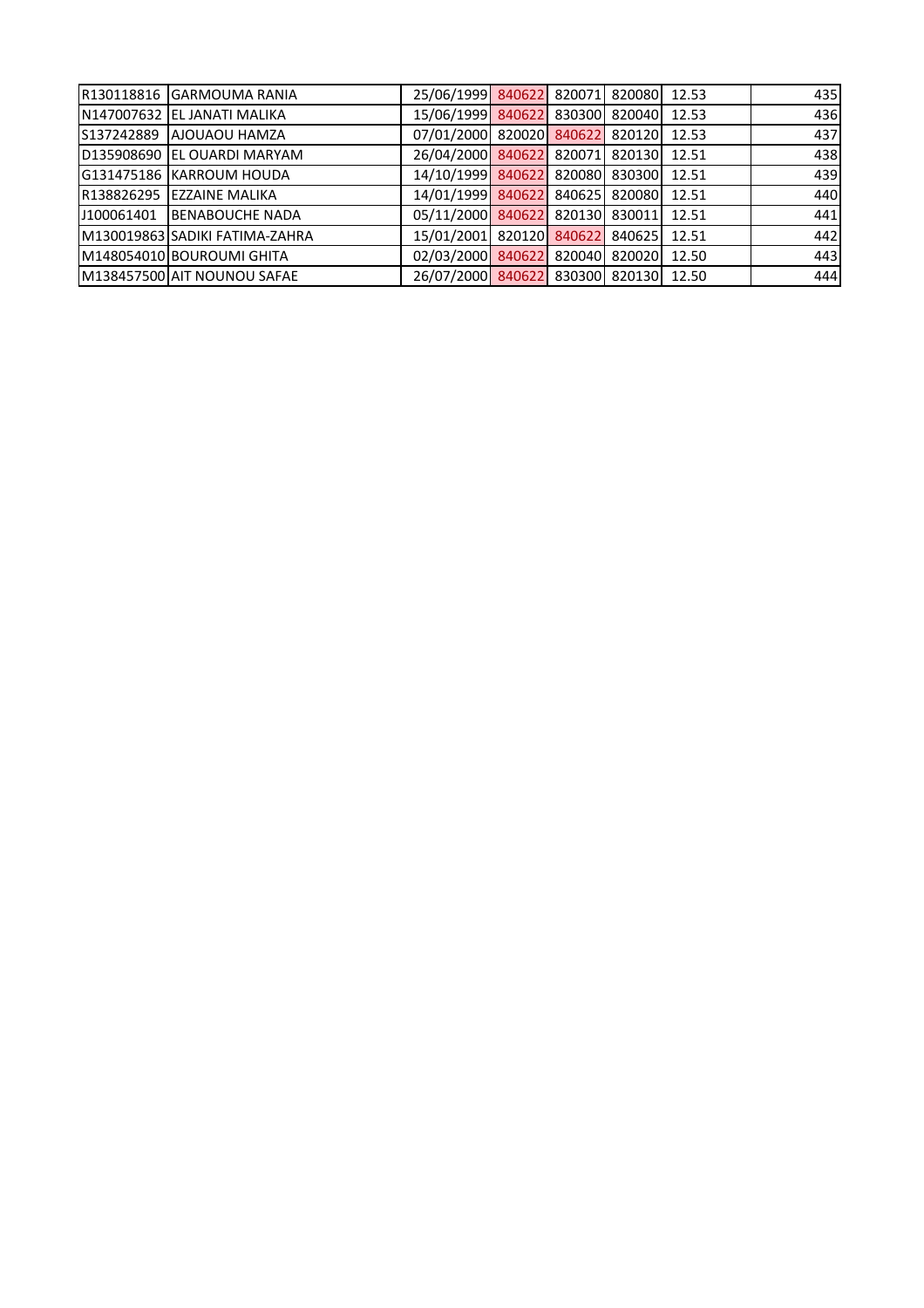| | | | | | | | |
|---|---|---|---|---|---|---|---|
| R130118816 | GARMOUMA RANIA | 25/06/1999 | 840622 | 820071 | 820080 | 12.53 | 435 |
| N147007632 | EL JANATI MALIKA | 15/06/1999 | 840622 | 830300 | 820040 | 12.53 | 436 |
| S137242889 | AJOUAOU HAMZA | 07/01/2000 | 820020 | 840622 | 820120 | 12.53 | 437 |
| D135908690 | EL OUARDI MARYAM | 26/04/2000 | 840622 | 820071 | 820130 | 12.51 | 438 |
| G131475186 | KARROUM HOUDA | 14/10/1999 | 840622 | 820080 | 830300 | 12.51 | 439 |
| R138826295 | EZZAINE MALIKA | 14/01/1999 | 840622 | 840625 | 820080 | 12.51 | 440 |
| J100061401 | BENABOUCHE NADA | 05/11/2000 | 840622 | 820130 | 830011 | 12.51 | 441 |
| M130019863 | SADIKI FATIMA-ZAHRA | 15/01/2001 | 820120 | 840622 | 840625 | 12.51 | 442 |
| M148054010 | BOUROUMI GHITA | 02/03/2000 | 840622 | 820040 | 820020 | 12.50 | 443 |
| M138457500 | AIT NOUNOU SAFAE | 26/07/2000 | 840622 | 830300 | 820130 | 12.50 | 444 |